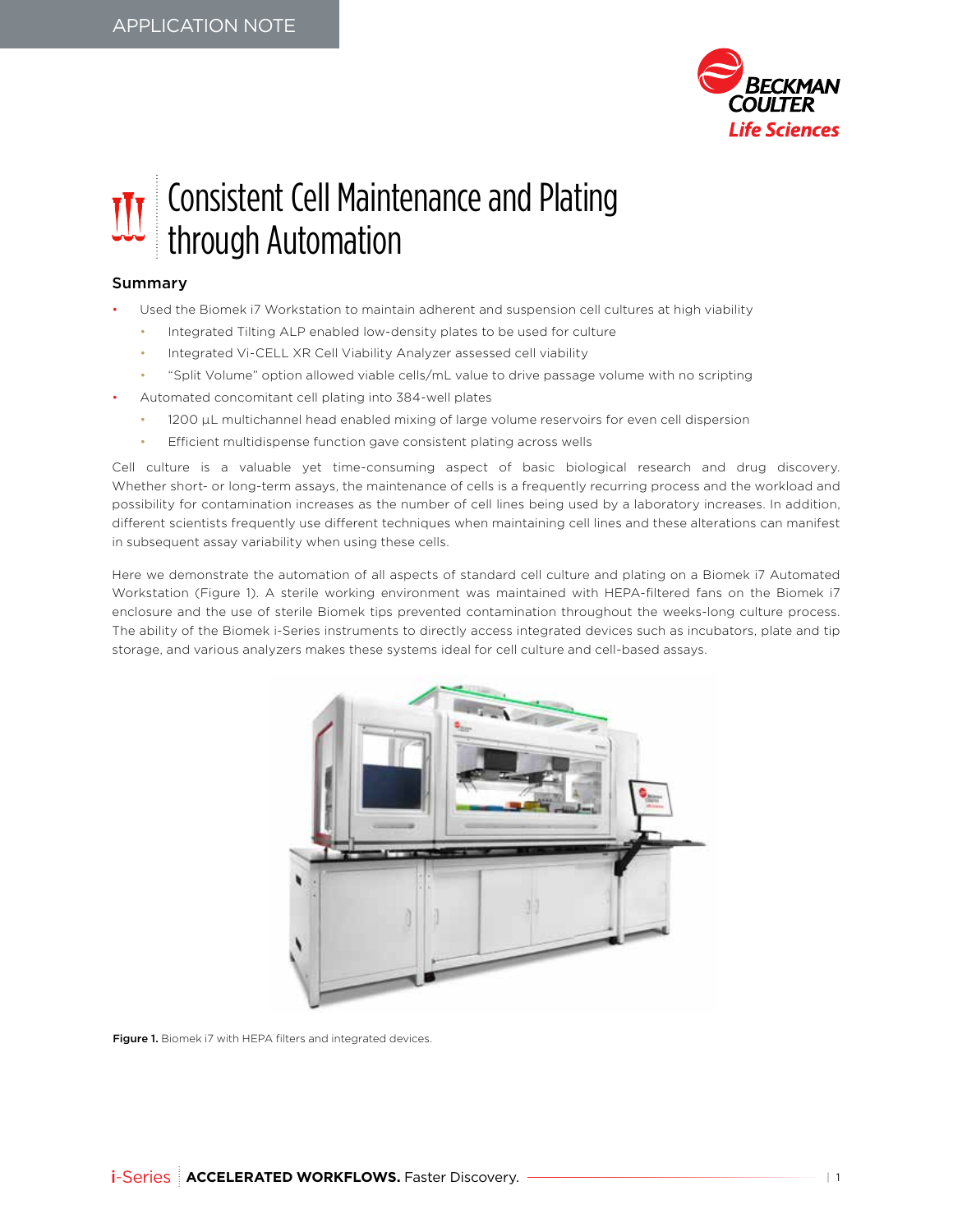APPLICATION NOTE

# Consistent Cell Maintenance and Plating through Automation

## Summary

- Used the Biomek i7 Workstation to maintain adherent and suspension cell cultures at high viability
  - Integrated Tilting ALP enabled low-density plates to be used for culture
  - Integrated Vi-CELL XR Cell Viability Analyzer assessed cell viability
  - "Split Volume" option allowed viable cells/mL value to drive passage volume with no scripting
- Automated concomitant cell plating into 384-well plates
  - 1200 µL multichannel head enabled mixing of large volume reservoirs for even cell dispersion
  - Efficient multidispense function gave consistent plating across wells

Cell culture is a valuable yet time-consuming aspect of basic biological research and drug discovery. Whether short- or long-term assays, the maintenance of cells is a frequently recurring process and the workload and possibility for contamination increases as the number of cell lines being used by a laboratory increases. In addition, different scientists frequently use different techniques when maintaining cell lines and these alterations can manifest in subsequent assay variability when using these cells.

Here we demonstrate the automation of all aspects of standard cell culture and plating on a Biomek i7 Automated Workstation (Figure 1). A sterile working environment was maintained with HEPA-filtered fans on the Biomek i7 enclosure and the use of sterile Biomek tips prevented contamination throughout the weeks-long culture process. The ability of the Biomek i-Series instruments to directly access integrated devices such as incubators, plate and tip storage, and various analyzers makes these systems ideal for cell culture and cell-based assays.

**Figure 1.** Biomek i7 with HEPA filters and integrated devices.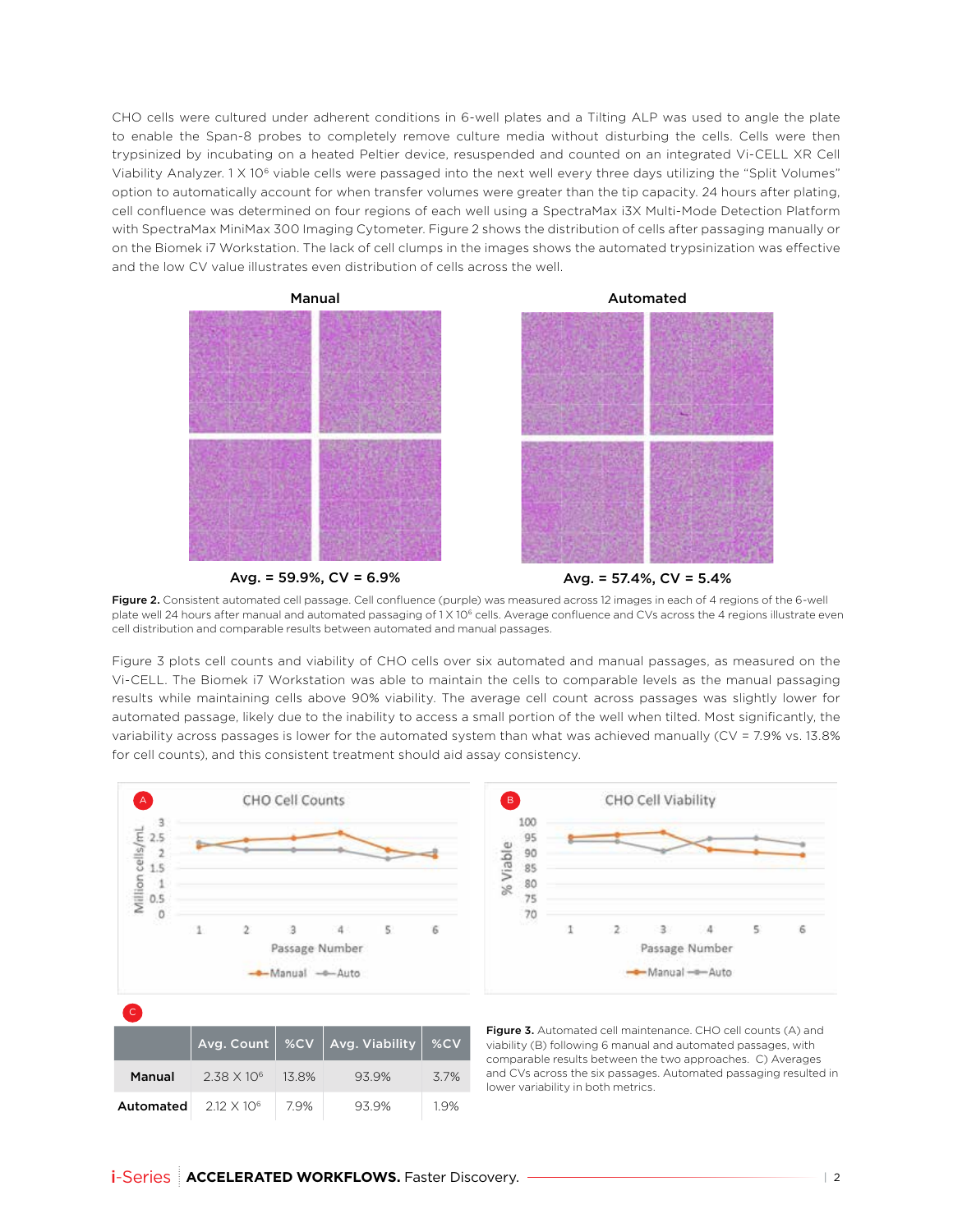CHO cells were cultured under adherent conditions in 6-well plates and a Tilting ALP was used to angle the plate to enable the Span-8 probes to completely remove culture media without disturbing the cells. Cells were then trypsinized by incubating on a heated Peltier device, resuspended and counted on an integrated Vi-CELL XR Cell Viability Analyzer. 1 X $10^6$ viable cells were passaged into the next well every three days utilizing the "Split Volumes" option to automatically account for when transfer volumes were greater than the tip capacity. 24 hours after plating, cell confluence was determined on four regions of each well using a SpectraMax i3X Multi-Mode Detection Platform with SpectraMax MiniMax 300 Imaging Cytometer. Figure 2 shows the distribution of cells after passaging manually or on the Biomek i7 Workstation. The lack of cell clumps in the images shows the automated trypsinization was effective and the low CV value illustrates even distribution of cells across the well.

Manual — Avg. = 59.9%, CV = 6.9%

Automated — Avg. = 57.4%, CV = 5.4%

**Figure 2.** Consistent automated cell passage. Cell confluence (purple) was measured across 12 images in each of 4 regions of the 6-well plate well 24 hours after manual and automated passaging of 1 X $10^6$ cells. Average confluence and CVs across the 4 regions illustrate even cell distribution and comparable results between automated and manual passages.

Figure 3 plots cell counts and viability of CHO cells over six automated and manual passages, as measured on the Vi-CELL. The Biomek i7 Workstation was able to maintain the cells to comparable levels as the manual passaging results while maintaining cells above 90% viability. The average cell count across passages was slightly lower for automated passage, likely due to the inability to access a small portion of the well when tilted. Most significantly, the variability across passages is lower for the automated system than what was achieved manually (CV = 7.9% vs. 13.8% for cell counts), and this consistent treatment should aid assay consistency.

C

| | Avg. Count | %CV | Avg. Viability | %CV |
|---|---|---|---|---|
| **Manual** | 2.38 X $10^6$ | 13.8% | 93.9% | 3.7% |
| **Automated** | 2.12 X $10^6$ | 7.9% | 93.9% | 1.9% |

**Figure 3.** Automated cell maintenance. CHO cell counts (A) and viability (B) following 6 manual and automated passages, with comparable results between the two approaches. C) Averages and CVs across the six passages. Automated passaging resulted in lower variability in both metrics.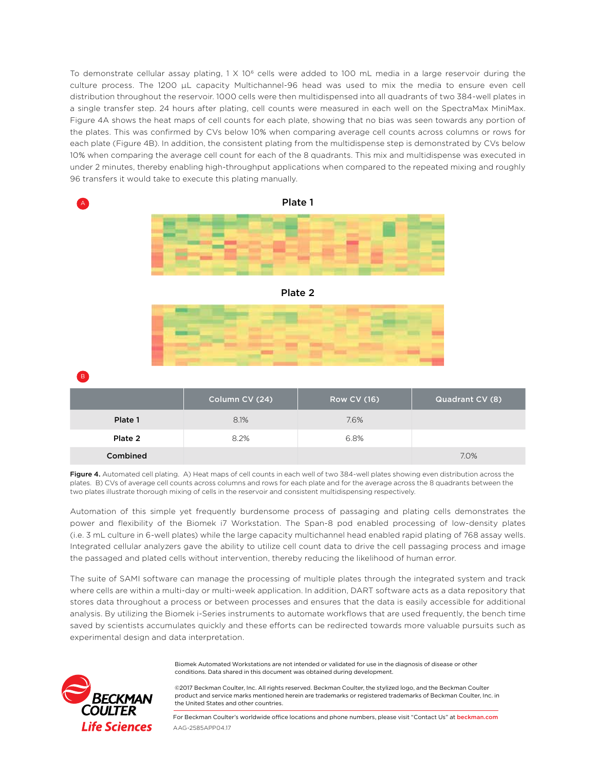To demonstrate cellular assay plating, 1 X $10^6$ cells were added to 100 mL media in a large reservoir during the culture process. The 1200 µL capacity Multichannel-96 head was used to mix the media to ensure even cell distribution throughout the reservoir. 1000 cells were then multidispensed into all quadrants of two 384-well plates in a single transfer step. 24 hours after plating, cell counts were measured in each well on the SpectraMax MiniMax. Figure 4A shows the heat maps of cell counts for each plate, showing that no bias was seen towards any portion of the plates. This was confirmed by CVs below 10% when comparing average cell counts across columns or rows for each plate (Figure 4B). In addition, the consistent plating from the multidispense step is demonstrated by CVs below 10% when comparing the average cell count for each of the 8 quadrants. This mix and multidispense was executed in under 2 minutes, thereby enabling high-throughput applications when compared to the repeated mixing and roughly 96 transfers it would take to execute this plating manually.

A

Plate 1

Plate 2

B

| | Column CV (24) | Row CV (16) | Quadrant CV (8) |
|---|---|---|---|
| **Plate 1** | 8.1% | 7.6% | |
| **Plate 2** | 8.2% | 6.8% | |
| **Combined** | | | 7.0% |

**Figure 4.** Automated cell plating. A) Heat maps of cell counts in each well of two 384-well plates showing even distribution across the plates. B) CVs of average cell counts across columns and rows for each plate and for the average across the 8 quadrants between the two plates illustrate thorough mixing of cells in the reservoir and consistent multidispensing respectively.

Automation of this simple yet frequently burdensome process of passaging and plating cells demonstrates the power and flexibility of the Biomek i7 Workstation. The Span-8 pod enabled processing of low-density plates (i.e. 3 mL culture in 6-well plates) while the large capacity multichannel head enabled rapid plating of 768 assay wells. Integrated cellular analyzers gave the ability to utilize cell count data to drive the cell passaging process and image the passaged and plated cells without intervention, thereby reducing the likelihood of human error.

The suite of SAMI software can manage the processing of multiple plates through the integrated system and track where cells are within a multi-day or multi-week application. In addition, DART software acts as a data repository that stores data throughout a process or between processes and ensures that the data is easily accessible for additional analysis. By utilizing the Biomek i-Series instruments to automate workflows that are used frequently, the bench time saved by scientists accumulates quickly and these efforts can be redirected towards more valuable pursuits such as experimental design and data interpretation.

BECKMAN COULTER Life Sciences

Biomek Automated Workstations are not intended or validated for use in the diagnosis of disease or other conditions. Data shared in this document was obtained during development.

©2017 Beckman Coulter, Inc. All rights reserved. Beckman Coulter, the stylized logo, and the Beckman Coulter product and service marks mentioned herein are trademarks or registered trademarks of Beckman Coulter, Inc. in the United States and other countries.

For Beckman Coulter's worldwide office locations and phone numbers, please visit "Contact Us" at **beckman.com**

AAG-2585APP04.17